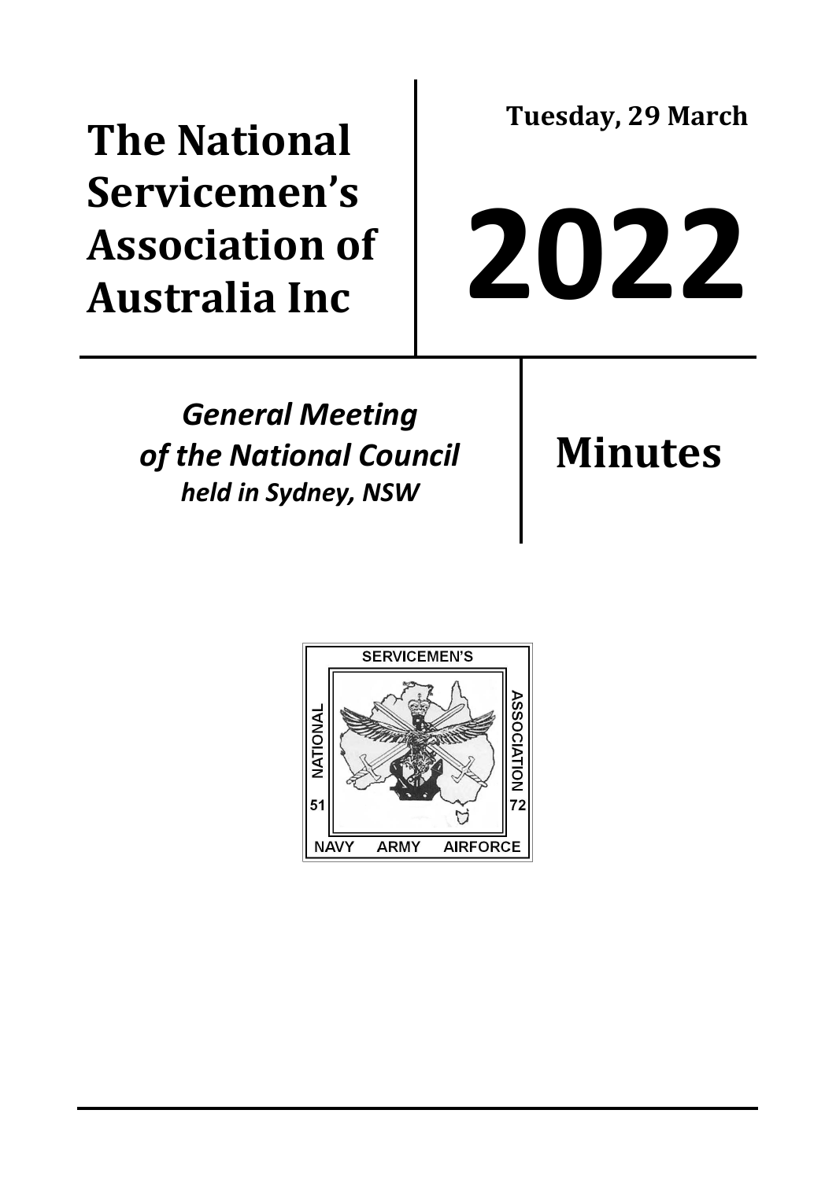# The National Servicemen's Association of Australia Inc

**Tuesday, 29 March**

# 2022

***General Meeting of the National Council held in Sydney, NSW***

# Minutes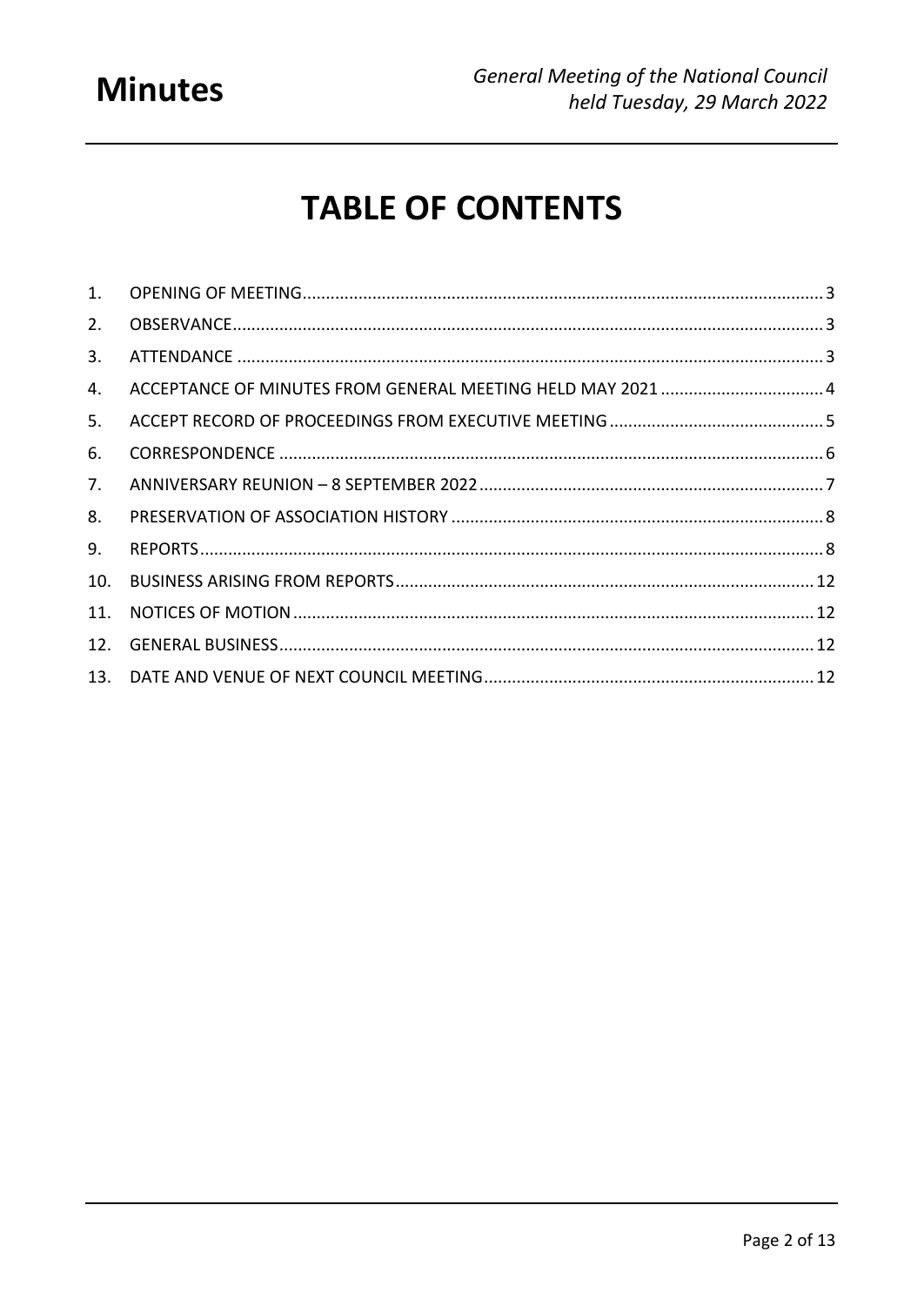# TABLE OF CONTENTS

1. OPENING OF MEETING ........ 3
2. OBSERVANCE ........ 3
3. ATTENDANCE ........ 3
4. ACCEPTANCE OF MINUTES FROM GENERAL MEETING HELD MAY 2021 ........ 4
5. ACCEPT RECORD OF PROCEEDINGS FROM EXECUTIVE MEETING ........ 5
6. CORRESPONDENCE ........ 6
7. ANNIVERSARY REUNION – 8 SEPTEMBER 2022 ........ 7
8. PRESERVATION OF ASSOCIATION HISTORY ........ 8
9. REPORTS ........ 8
10. BUSINESS ARISING FROM REPORTS ........ 12
11. NOTICES OF MOTION ........ 12
12. GENERAL BUSINESS ........ 12
13. DATE AND VENUE OF NEXT COUNCIL MEETING ........ 12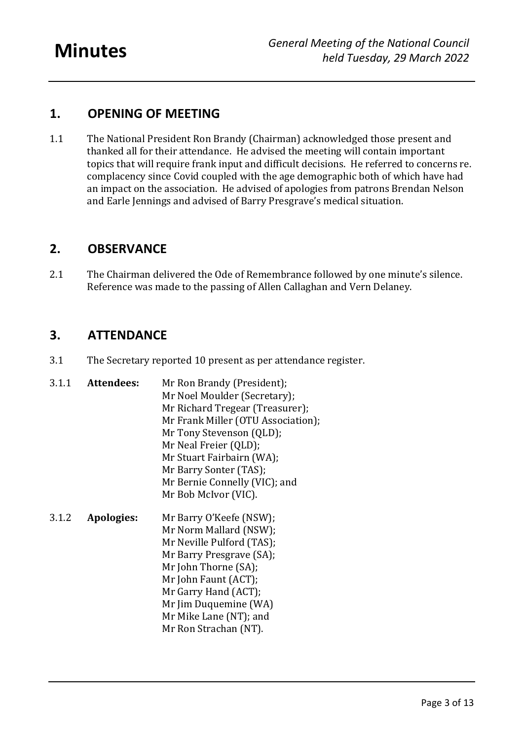## 1. OPENING OF MEETING

1.1 The National President Ron Brandy (Chairman) acknowledged those present and thanked all for their attendance. He advised the meeting will contain important topics that will require frank input and difficult decisions. He referred to concerns re. complacency since Covid coupled with the age demographic both of which have had an impact on the association. He advised of apologies from patrons Brendan Nelson and Earle Jennings and advised of Barry Presgrave's medical situation.

## 2. OBSERVANCE

2.1 The Chairman delivered the Ode of Remembrance followed by one minute's silence. Reference was made to the passing of Allen Callaghan and Vern Delaney.

## 3. ATTENDANCE

3.1 The Secretary reported 10 present as per attendance register.

3.1.1 **Attendees:**
Mr Ron Brandy (President);
Mr Noel Moulder (Secretary);
Mr Richard Tregear (Treasurer);
Mr Frank Miller (OTU Association);
Mr Tony Stevenson (QLD);
Mr Neal Freier (QLD);
Mr Stuart Fairbairn (WA);
Mr Barry Sonter (TAS);
Mr Bernie Connelly (VIC); and
Mr Bob McIvor (VIC).

3.1.2 **Apologies:**
Mr Barry O'Keefe (NSW);
Mr Norm Mallard (NSW);
Mr Neville Pulford (TAS);
Mr Barry Presgrave (SA);
Mr John Thorne (SA);
Mr John Faunt (ACT);
Mr Garry Hand (ACT);
Mr Jim Duquemine (WA)
Mr Mike Lane (NT); and
Mr Ron Strachan (NT).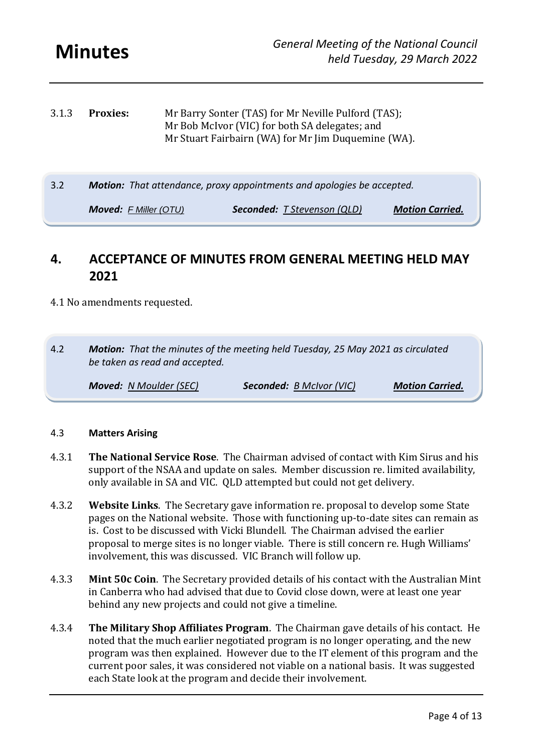3.1.3 **Proxies:** Mr Barry Sonter (TAS) for Mr Neville Pulford (TAS);
Mr Bob McIvor (VIC) for both SA delegates; and
Mr Stuart Fairbairn (WA) for Mr Jim Duquemine (WA).

3.2 ***Motion:*** *That attendance, proxy appointments and apologies be accepted.*

***Moved:*** *F Miller (OTU)* ***Seconded:*** *T Stevenson (QLD)* ***Motion Carried.***

## 4. ACCEPTANCE OF MINUTES FROM GENERAL MEETING HELD MAY 2021

4.1 No amendments requested.

4.2 ***Motion:*** *That the minutes of the meeting held Tuesday, 25 May 2021 as circulated be taken as read and accepted.*

***Moved:*** *N Moulder (SEC)* ***Seconded:*** *B McIvor (VIC)* ***Motion Carried.***

4.3 **Matters Arising**

4.3.1 **The National Service Rose**. The Chairman advised of contact with Kim Sirus and his support of the NSAA and update on sales. Member discussion re. limited availability, only available in SA and VIC. QLD attempted but could not get delivery.

4.3.2 **Website Links**. The Secretary gave information re. proposal to develop some State pages on the National website. Those with functioning up-to-date sites can remain as is. Cost to be discussed with Vicki Blundell. The Chairman advised the earlier proposal to merge sites is no longer viable. There is still concern re. Hugh Williams' involvement, this was discussed. VIC Branch will follow up.

4.3.3 **Mint 50c Coin**. The Secretary provided details of his contact with the Australian Mint in Canberra who had advised that due to Covid close down, were at least one year behind any new projects and could not give a timeline.

4.3.4 **The Military Shop Affiliates Program**. The Chairman gave details of his contact. He noted that the much earlier negotiated program is no longer operating, and the new program was then explained. However due to the IT element of this program and the current poor sales, it was considered not viable on a national basis. It was suggested each State look at the program and decide their involvement.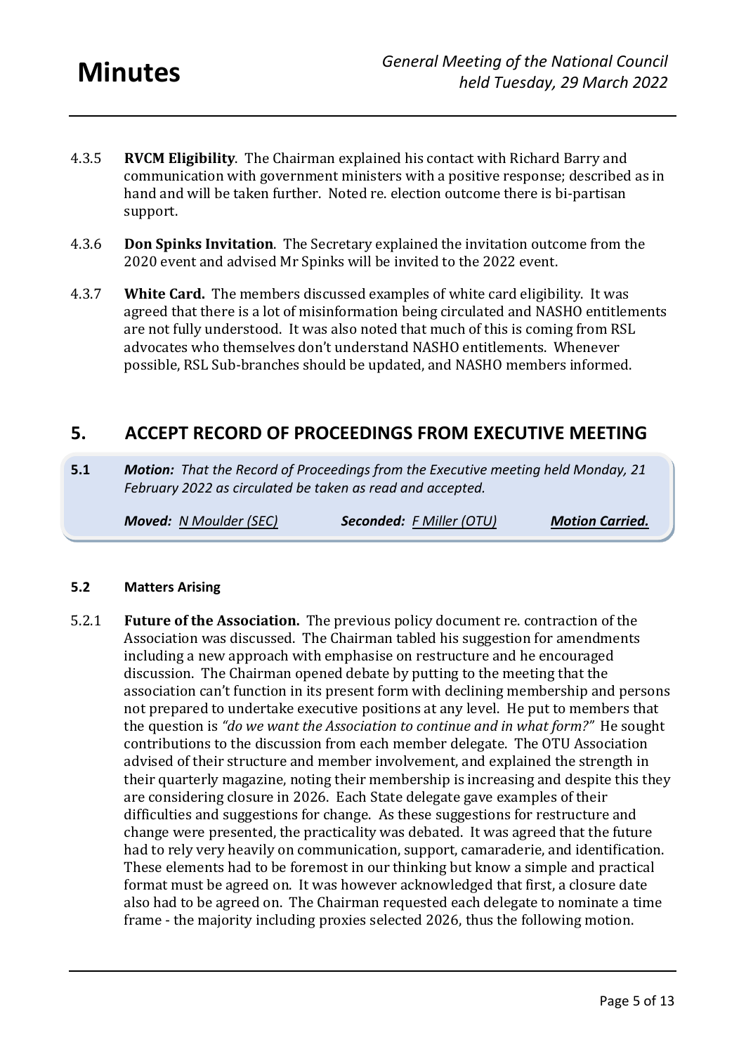4.3.5 **RVCM Eligibility**. The Chairman explained his contact with Richard Barry and communication with government ministers with a positive response; described as in hand and will be taken further. Noted re. election outcome there is bi-partisan support.

4.3.6 **Don Spinks Invitation**. The Secretary explained the invitation outcome from the 2020 event and advised Mr Spinks will be invited to the 2022 event.

4.3.7 **White Card.** The members discussed examples of white card eligibility. It was agreed that there is a lot of misinformation being circulated and NASHO entitlements are not fully understood. It was also noted that much of this is coming from RSL advocates who themselves don't understand NASHO entitlements. Whenever possible, RSL Sub-branches should be updated, and NASHO members informed.

## 5. ACCEPT RECORD OF PROCEEDINGS FROM EXECUTIVE MEETING

**5.1** ***Motion:*** *That the Record of Proceedings from the Executive meeting held Monday, 21 February 2022 as circulated be taken as read and accepted.*

***Moved:*** *N Moulder (SEC)* ***Seconded:*** *F Miller (OTU)* ***Motion Carried.***

### 5.2 Matters Arising

5.2.1 **Future of the Association.** The previous policy document re. contraction of the Association was discussed. The Chairman tabled his suggestion for amendments including a new approach with emphasise on restructure and he encouraged discussion. The Chairman opened debate by putting to the meeting that the association can't function in its present form with declining membership and persons not prepared to undertake executive positions at any level. He put to members that the question is *"do we want the Association to continue and in what form?"* He sought contributions to the discussion from each member delegate. The OTU Association advised of their structure and member involvement, and explained the strength in their quarterly magazine, noting their membership is increasing and despite this they are considering closure in 2026. Each State delegate gave examples of their difficulties and suggestions for change. As these suggestions for restructure and change were presented, the practicality was debated. It was agreed that the future had to rely very heavily on communication, support, camaraderie, and identification. These elements had to be foremost in our thinking but know a simple and practical format must be agreed on. It was however acknowledged that first, a closure date also had to be agreed on. The Chairman requested each delegate to nominate a time frame - the majority including proxies selected 2026, thus the following motion.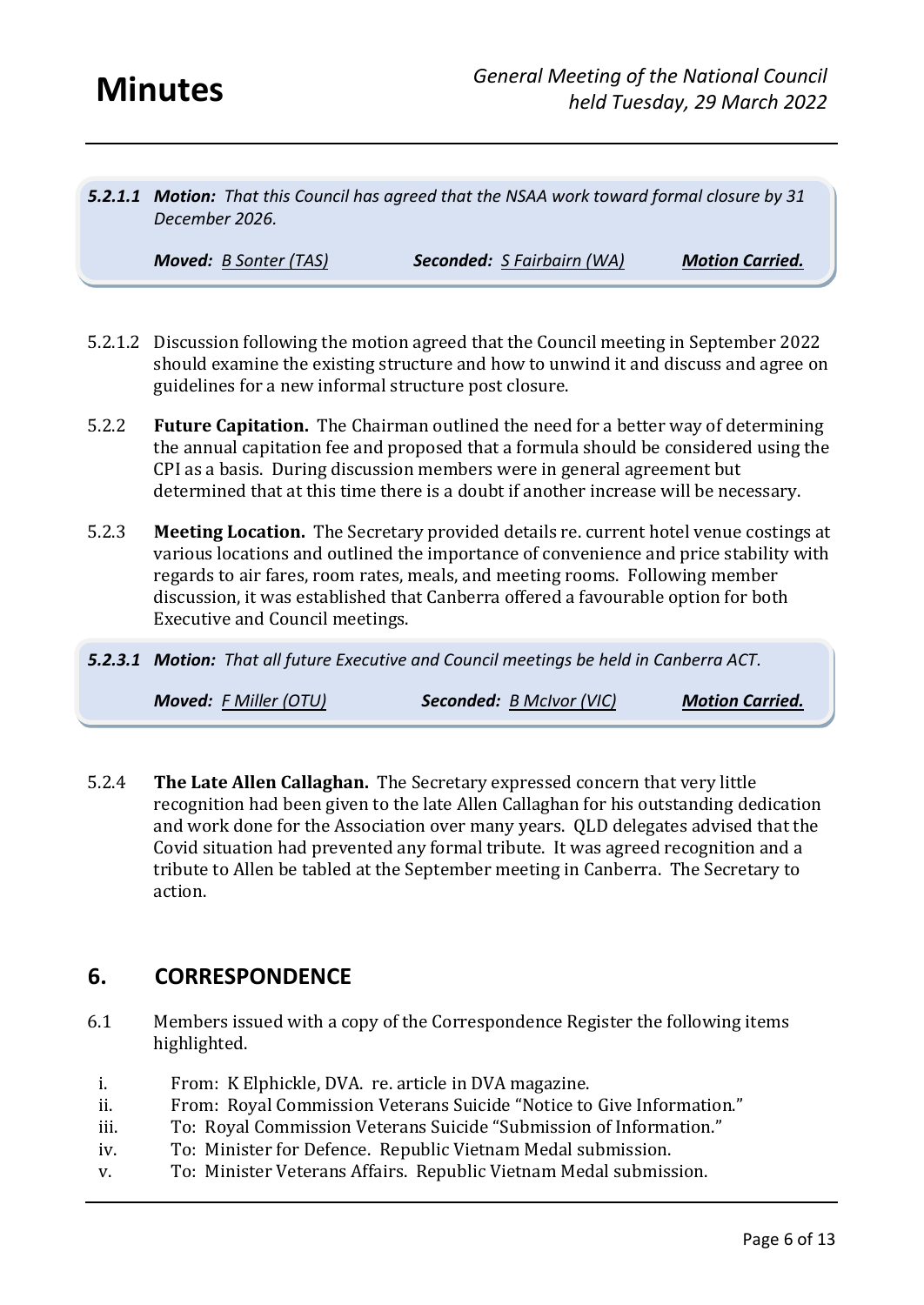***5.2.1.1** Motion: That this Council has agreed that the NSAA work toward formal closure by 31 December 2026.*

***Moved:** B Sonter (TAS)* ***Seconded:** S Fairbairn (WA)* ***Motion Carried.***

5.2.1.2 Discussion following the motion agreed that the Council meeting in September 2022 should examine the existing structure and how to unwind it and discuss and agree on guidelines for a new informal structure post closure.

5.2.2 **Future Capitation.** The Chairman outlined the need for a better way of determining the annual capitation fee and proposed that a formula should be considered using the CPI as a basis. During discussion members were in general agreement but determined that at this time there is a doubt if another increase will be necessary.

5.2.3 **Meeting Location.** The Secretary provided details re. current hotel venue costings at various locations and outlined the importance of convenience and price stability with regards to air fares, room rates, meals, and meeting rooms. Following member discussion, it was established that Canberra offered a favourable option for both Executive and Council meetings.

***5.2.3.1** Motion: That all future Executive and Council meetings be held in Canberra ACT.*

***Moved:** F Miller (OTU)* ***Seconded:** B McIvor (VIC)* ***Motion Carried.***

5.2.4 **The Late Allen Callaghan.** The Secretary expressed concern that very little recognition had been given to the late Allen Callaghan for his outstanding dedication and work done for the Association over many years. QLD delegates advised that the Covid situation had prevented any formal tribute. It was agreed recognition and a tribute to Allen be tabled at the September meeting in Canberra. The Secretary to action.

## 6. CORRESPONDENCE

6.1 Members issued with a copy of the Correspondence Register the following items highlighted.

i. From: K Elphickle, DVA. re. article in DVA magazine.
ii. From: Royal Commission Veterans Suicide "Notice to Give Information."
iii. To: Royal Commission Veterans Suicide "Submission of Information."
iv. To: Minister for Defence. Republic Vietnam Medal submission.
v. To: Minister Veterans Affairs. Republic Vietnam Medal submission.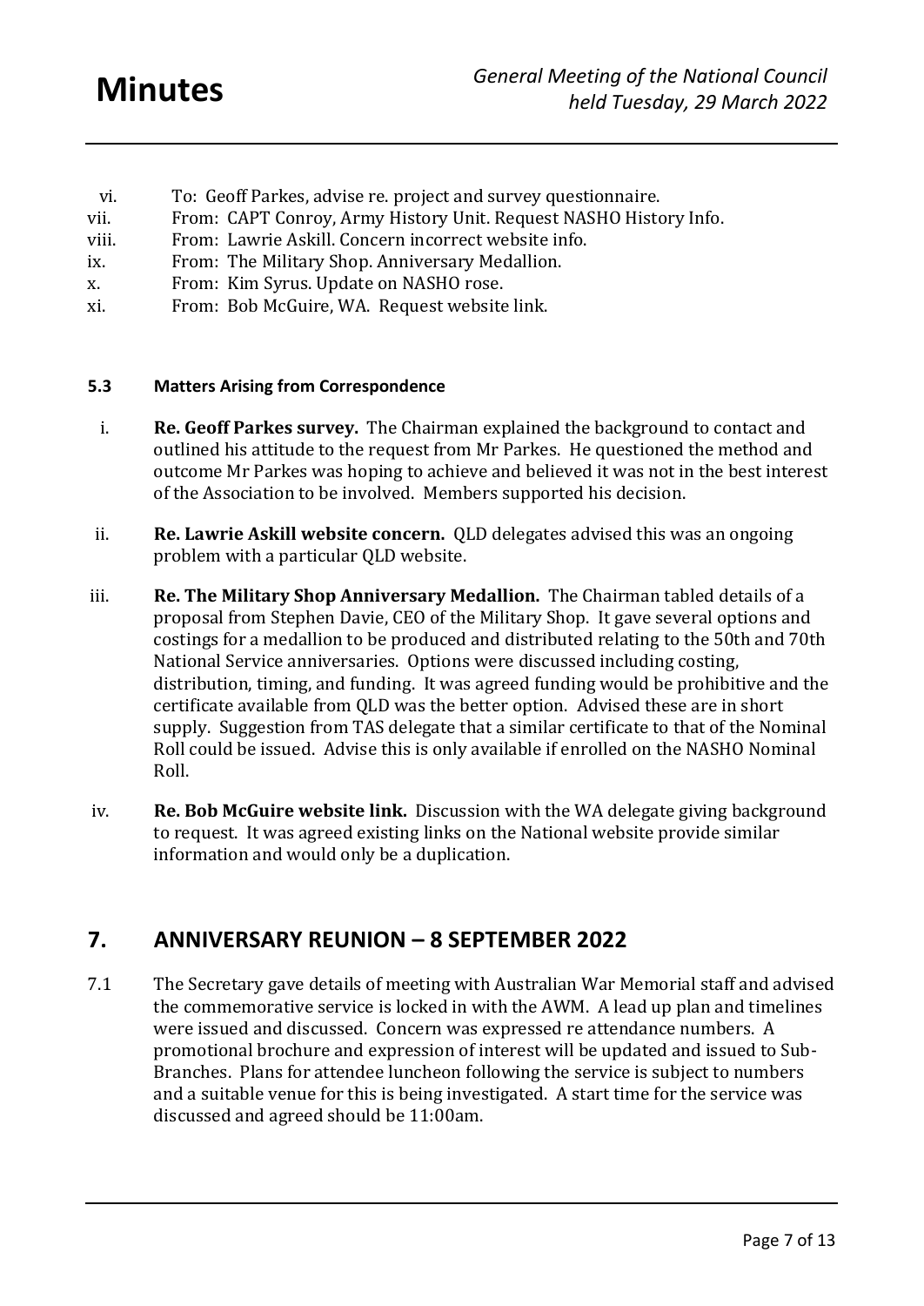vi. To: Geoff Parkes, advise re. project and survey questionnaire.
vii. From: CAPT Conroy, Army History Unit. Request NASHO History Info.
viii. From: Lawrie Askill. Concern incorrect website info.
ix. From: The Military Shop. Anniversary Medallion.
x. From: Kim Syrus. Update on NASHO rose.
xi. From: Bob McGuire, WA. Request website link.

#### 5.3 Matters Arising from Correspondence

i. **Re. Geoff Parkes survey.** The Chairman explained the background to contact and outlined his attitude to the request from Mr Parkes. He questioned the method and outcome Mr Parkes was hoping to achieve and believed it was not in the best interest of the Association to be involved. Members supported his decision.

ii. **Re. Lawrie Askill website concern.** QLD delegates advised this was an ongoing problem with a particular QLD website.

iii. **Re. The Military Shop Anniversary Medallion.** The Chairman tabled details of a proposal from Stephen Davie, CEO of the Military Shop. It gave several options and costings for a medallion to be produced and distributed relating to the 50th and 70th National Service anniversaries. Options were discussed including costing, distribution, timing, and funding. It was agreed funding would be prohibitive and the certificate available from QLD was the better option. Advised these are in short supply. Suggestion from TAS delegate that a similar certificate to that of the Nominal Roll could be issued. Advise this is only available if enrolled on the NASHO Nominal Roll.

iv. **Re. Bob McGuire website link.** Discussion with the WA delegate giving background to request. It was agreed existing links on the National website provide similar information and would only be a duplication.

## 7. ANNIVERSARY REUNION – 8 SEPTEMBER 2022

7.1 The Secretary gave details of meeting with Australian War Memorial staff and advised the commemorative service is locked in with the AWM. A lead up plan and timelines were issued and discussed. Concern was expressed re attendance numbers. A promotional brochure and expression of interest will be updated and issued to Sub-Branches. Plans for attendee luncheon following the service is subject to numbers and a suitable venue for this is being investigated. A start time for the service was discussed and agreed should be 11:00am.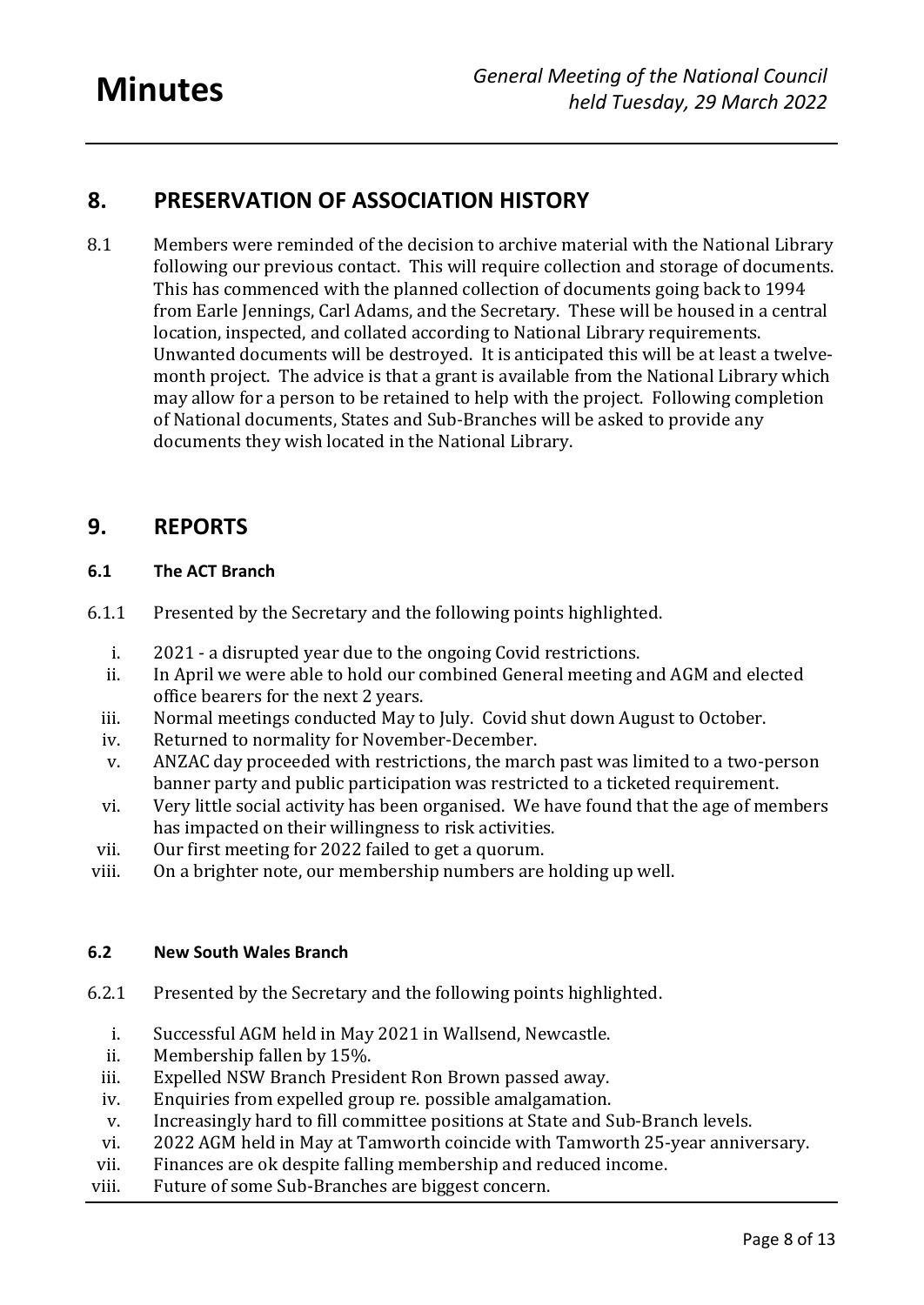## 8. PRESERVATION OF ASSOCIATION HISTORY

8.1 Members were reminded of the decision to archive material with the National Library following our previous contact. This will require collection and storage of documents. This has commenced with the planned collection of documents going back to 1994 from Earle Jennings, Carl Adams, and the Secretary. These will be housed in a central location, inspected, and collated according to National Library requirements. Unwanted documents will be destroyed. It is anticipated this will be at least a twelve-month project. The advice is that a grant is available from the National Library which may allow for a person to be retained to help with the project. Following completion of National documents, States and Sub-Branches will be asked to provide any documents they wish located in the National Library.

## 9. REPORTS

### 6.1 The ACT Branch

6.1.1 Presented by the Secretary and the following points highlighted.

i. 2021 - a disrupted year due to the ongoing Covid restrictions.
ii. In April we were able to hold our combined General meeting and AGM and elected office bearers for the next 2 years.
iii. Normal meetings conducted May to July. Covid shut down August to October.
iv. Returned to normality for November-December.
v. ANZAC day proceeded with restrictions, the march past was limited to a two-person banner party and public participation was restricted to a ticketed requirement.
vi. Very little social activity has been organised. We have found that the age of members has impacted on their willingness to risk activities.
vii. Our first meeting for 2022 failed to get a quorum.
viii. On a brighter note, our membership numbers are holding up well.

### 6.2 New South Wales Branch

6.2.1 Presented by the Secretary and the following points highlighted.

i. Successful AGM held in May 2021 in Wallsend, Newcastle.
ii. Membership fallen by 15%.
iii. Expelled NSW Branch President Ron Brown passed away.
iv. Enquiries from expelled group re. possible amalgamation.
v. Increasingly hard to fill committee positions at State and Sub-Branch levels.
vi. 2022 AGM held in May at Tamworth coincide with Tamworth 25-year anniversary.
vii. Finances are ok despite falling membership and reduced income.
viii. Future of some Sub-Branches are biggest concern.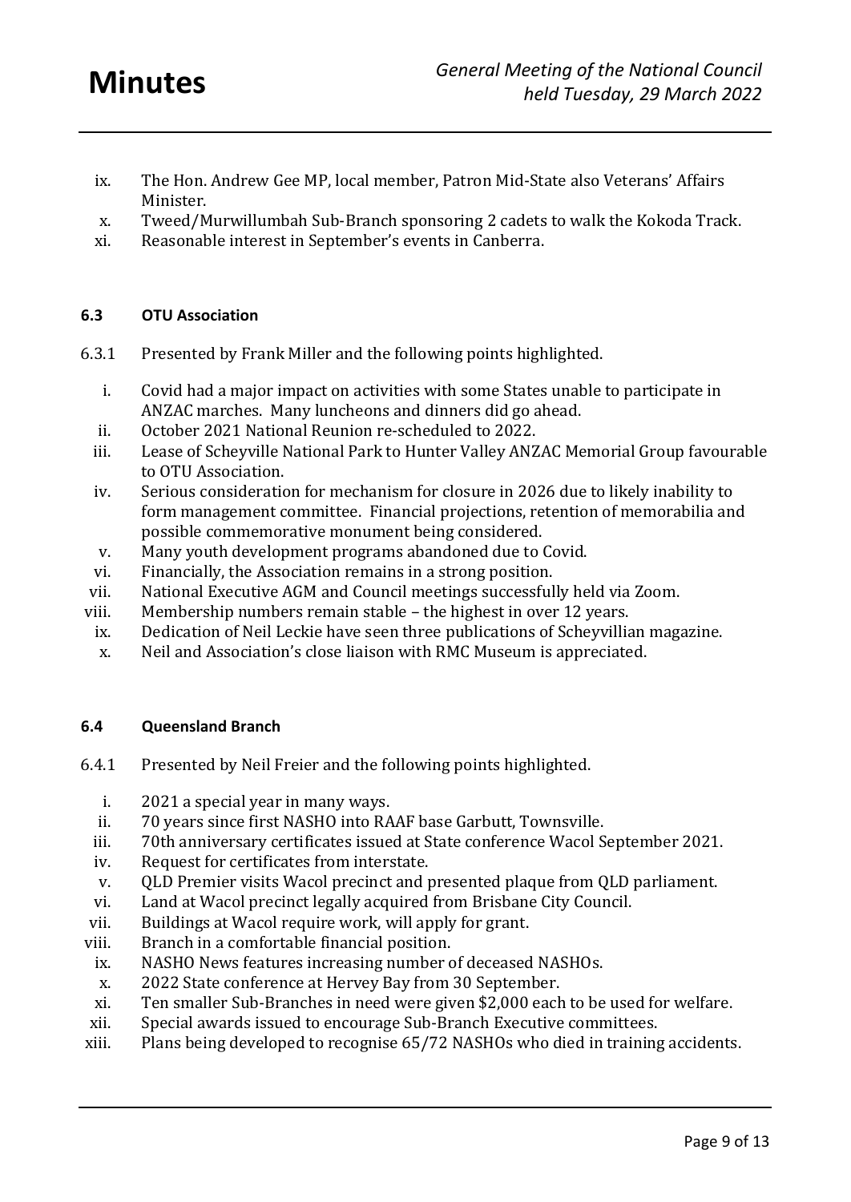ix. The Hon. Andrew Gee MP, local member, Patron Mid-State also Veterans' Affairs Minister.
x. Tweed/Murwillumbah Sub-Branch sponsoring 2 cadets to walk the Kokoda Track.
xi. Reasonable interest in September's events in Canberra.

### 6.3 OTU Association

6.3.1 Presented by Frank Miller and the following points highlighted.

i. Covid had a major impact on activities with some States unable to participate in ANZAC marches. Many luncheons and dinners did go ahead.
ii. October 2021 National Reunion re-scheduled to 2022.
iii. Lease of Scheyville National Park to Hunter Valley ANZAC Memorial Group favourable to OTU Association.
iv. Serious consideration for mechanism for closure in 2026 due to likely inability to form management committee. Financial projections, retention of memorabilia and possible commemorative monument being considered.
v. Many youth development programs abandoned due to Covid.
vi. Financially, the Association remains in a strong position.
vii. National Executive AGM and Council meetings successfully held via Zoom.
viii. Membership numbers remain stable – the highest in over 12 years.
ix. Dedication of Neil Leckie have seen three publications of Scheyvillian magazine.
x. Neil and Association's close liaison with RMC Museum is appreciated.

### 6.4 Queensland Branch

6.4.1 Presented by Neil Freier and the following points highlighted.

i. 2021 a special year in many ways.
ii. 70 years since first NASHO into RAAF base Garbutt, Townsville.
iii. 70th anniversary certificates issued at State conference Wacol September 2021.
iv. Request for certificates from interstate.
v. QLD Premier visits Wacol precinct and presented plaque from QLD parliament.
vi. Land at Wacol precinct legally acquired from Brisbane City Council.
vii. Buildings at Wacol require work, will apply for grant.
viii. Branch in a comfortable financial position.
ix. NASHO News features increasing number of deceased NASHOs.
x. 2022 State conference at Hervey Bay from 30 September.
xi. Ten smaller Sub-Branches in need were given $2,000 each to be used for welfare.
xii. Special awards issued to encourage Sub-Branch Executive committees.
xiii. Plans being developed to recognise 65/72 NASHOs who died in training accidents.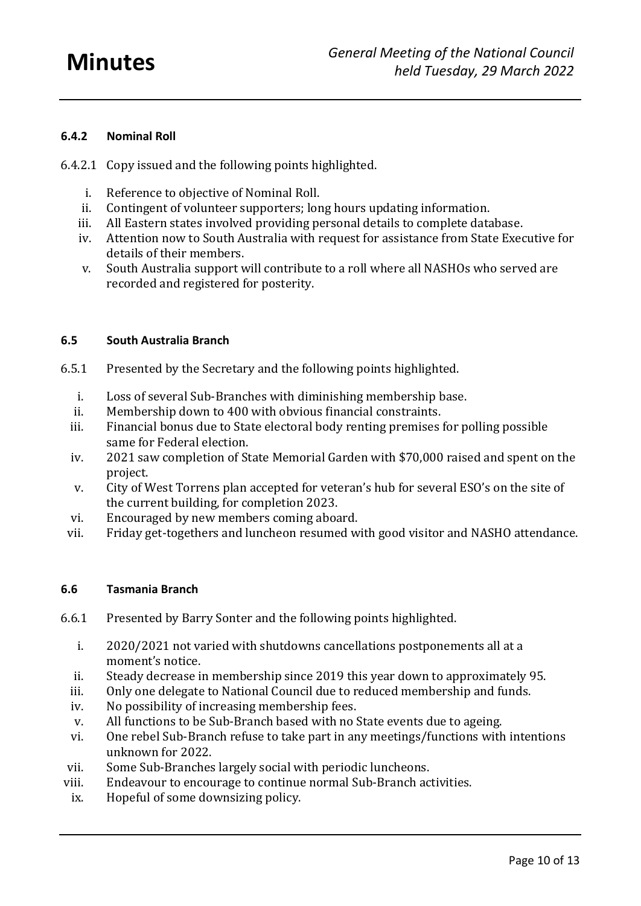#### 6.4.2 Nominal Roll

6.4.2.1 Copy issued and the following points highlighted.

i. Reference to objective of Nominal Roll.
ii. Contingent of volunteer supporters; long hours updating information.
iii. All Eastern states involved providing personal details to complete database.
iv. Attention now to South Australia with request for assistance from State Executive for details of their members.
v. South Australia support will contribute to a roll where all NASHOs who served are recorded and registered for posterity.

### 6.5 South Australia Branch

6.5.1 Presented by the Secretary and the following points highlighted.

i. Loss of several Sub-Branches with diminishing membership base.
ii. Membership down to 400 with obvious financial constraints.
iii. Financial bonus due to State electoral body renting premises for polling possible same for Federal election.
iv. 2021 saw completion of State Memorial Garden with $70,000 raised and spent on the project.
v. City of West Torrens plan accepted for veteran's hub for several ESO's on the site of the current building, for completion 2023.
vi. Encouraged by new members coming aboard.
vii. Friday get-togethers and luncheon resumed with good visitor and NASHO attendance.

### 6.6 Tasmania Branch

6.6.1 Presented by Barry Sonter and the following points highlighted.

i. 2020/2021 not varied with shutdowns cancellations postponements all at a moment's notice.
ii. Steady decrease in membership since 2019 this year down to approximately 95.
iii. Only one delegate to National Council due to reduced membership and funds.
iv. No possibility of increasing membership fees.
v. All functions to be Sub-Branch based with no State events due to ageing.
vi. One rebel Sub-Branch refuse to take part in any meetings/functions with intentions unknown for 2022.
vii. Some Sub-Branches largely social with periodic luncheons.
viii. Endeavour to encourage to continue normal Sub-Branch activities.
ix. Hopeful of some downsizing policy.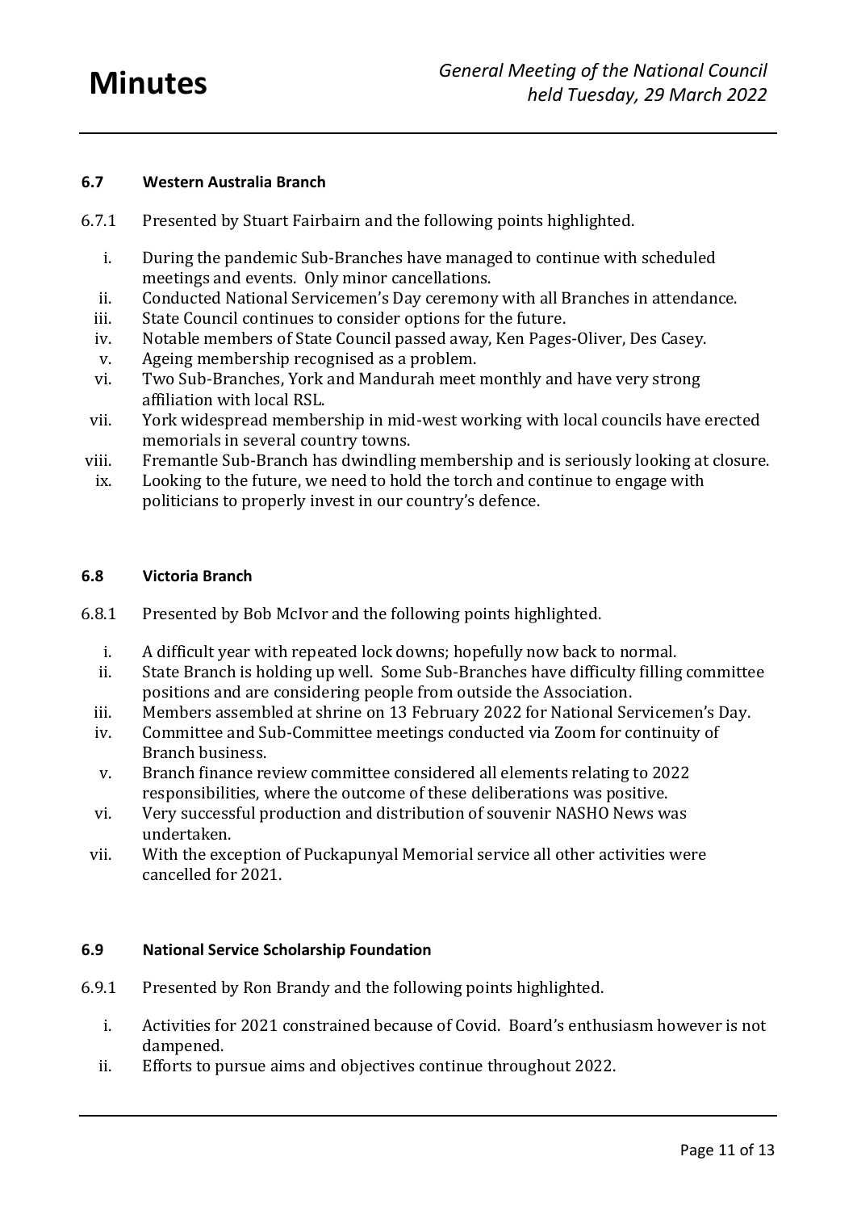### 6.7 Western Australia Branch

6.7.1 Presented by Stuart Fairbairn and the following points highlighted.

i. During the pandemic Sub-Branches have managed to continue with scheduled meetings and events. Only minor cancellations.
ii. Conducted National Servicemen's Day ceremony with all Branches in attendance.
iii. State Council continues to consider options for the future.
iv. Notable members of State Council passed away, Ken Pages-Oliver, Des Casey.
v. Ageing membership recognised as a problem.
vi. Two Sub-Branches, York and Mandurah meet monthly and have very strong affiliation with local RSL.
vii. York widespread membership in mid-west working with local councils have erected memorials in several country towns.
viii. Fremantle Sub-Branch has dwindling membership and is seriously looking at closure.
ix. Looking to the future, we need to hold the torch and continue to engage with politicians to properly invest in our country's defence.

### 6.8 Victoria Branch

6.8.1 Presented by Bob McIvor and the following points highlighted.

i. A difficult year with repeated lock downs; hopefully now back to normal.
ii. State Branch is holding up well. Some Sub-Branches have difficulty filling committee positions and are considering people from outside the Association.
iii. Members assembled at shrine on 13 February 2022 for National Servicemen's Day.
iv. Committee and Sub-Committee meetings conducted via Zoom for continuity of Branch business.
v. Branch finance review committee considered all elements relating to 2022 responsibilities, where the outcome of these deliberations was positive.
vi. Very successful production and distribution of souvenir NASHO News was undertaken.
vii. With the exception of Puckapunyal Memorial service all other activities were cancelled for 2021.

### 6.9 National Service Scholarship Foundation

6.9.1 Presented by Ron Brandy and the following points highlighted.

i. Activities for 2021 constrained because of Covid. Board's enthusiasm however is not dampened.
ii. Efforts to pursue aims and objectives continue throughout 2022.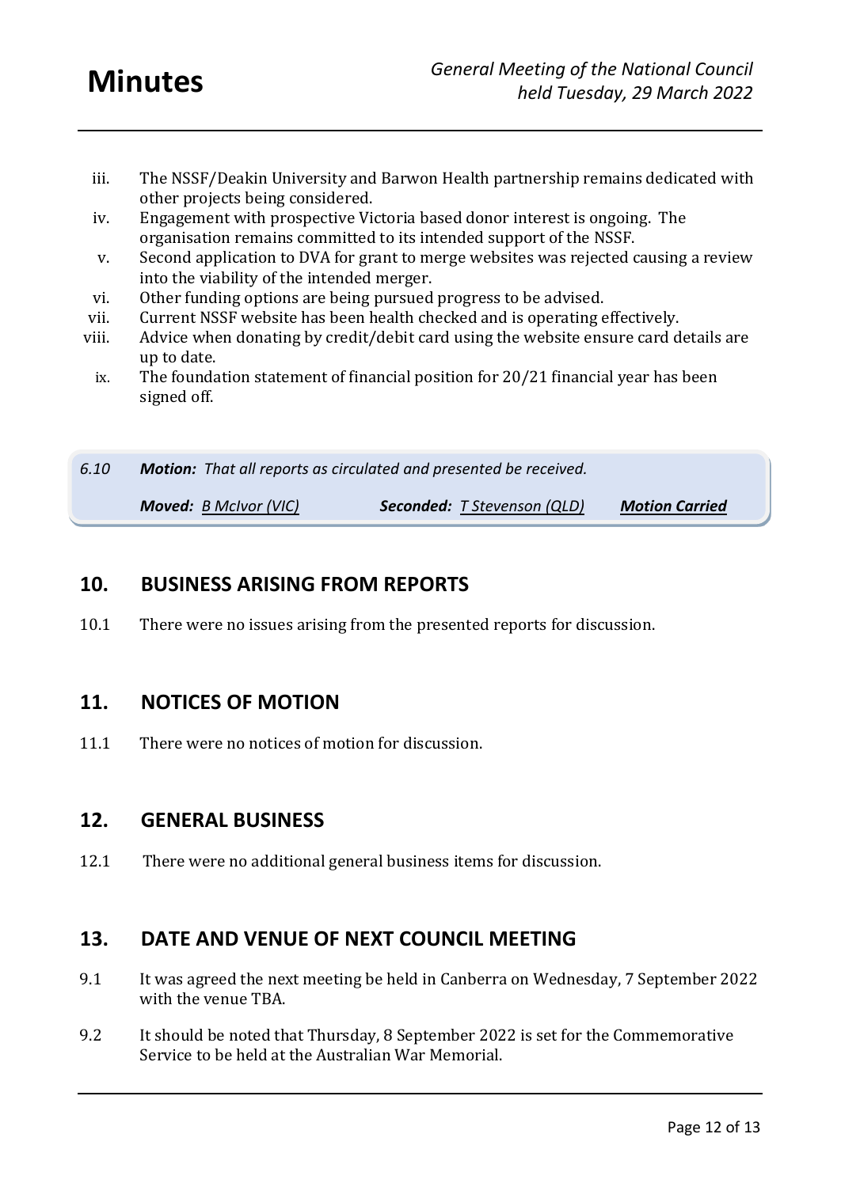iii. The NSSF/Deakin University and Barwon Health partnership remains dedicated with other projects being considered.
iv. Engagement with prospective Victoria based donor interest is ongoing. The organisation remains committed to its intended support of the NSSF.
v. Second application to DVA for grant to merge websites was rejected causing a review into the viability of the intended merger.
vi. Other funding options are being pursued progress to be advised.
vii. Current NSSF website has been health checked and is operating effectively.
viii. Advice when donating by credit/debit card using the website ensure card details are up to date.
ix. The foundation statement of financial position for 20/21 financial year has been signed off.

*6.10* ***Motion:*** *That all reports as circulated and presented be received.*

***Moved:*** *B McIvor (VIC)* ***Seconded:*** *T Stevenson (QLD)* ***Motion Carried***

## 10. BUSINESS ARISING FROM REPORTS

10.1 There were no issues arising from the presented reports for discussion.

## 11. NOTICES OF MOTION

11.1 There were no notices of motion for discussion.

## 12. GENERAL BUSINESS

12.1 There were no additional general business items for discussion.

## 13. DATE AND VENUE OF NEXT COUNCIL MEETING

9.1 It was agreed the next meeting be held in Canberra on Wednesday, 7 September 2022 with the venue TBA.

9.2 It should be noted that Thursday, 8 September 2022 is set for the Commemorative Service to be held at the Australian War Memorial.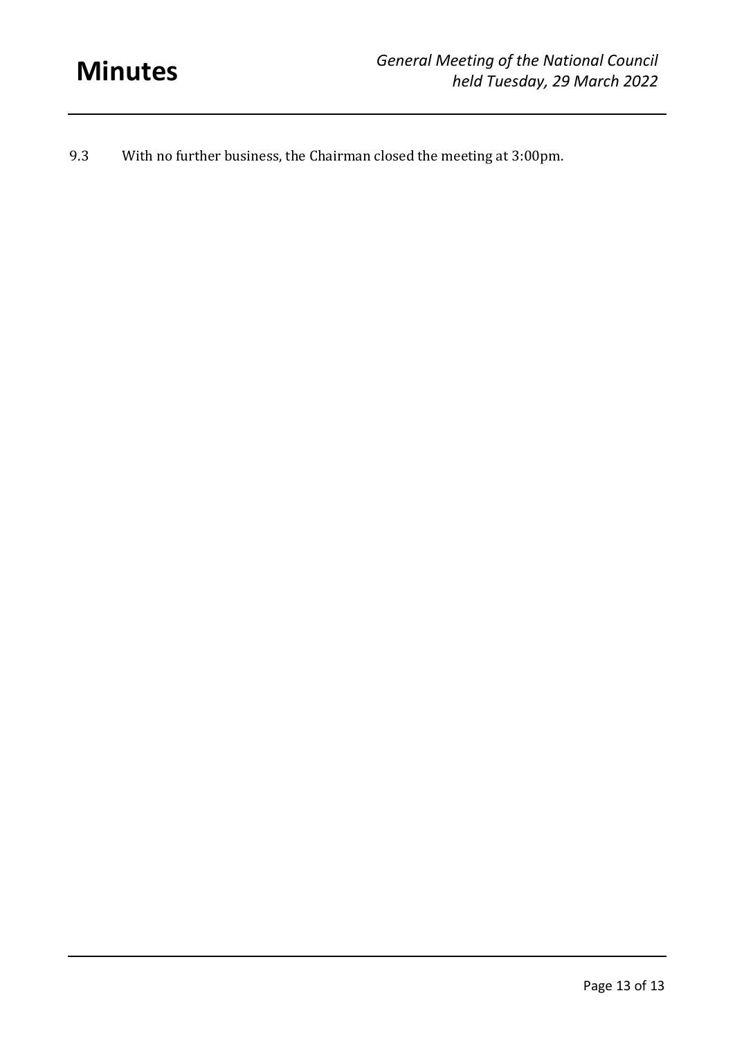9.3 With no further business, the Chairman closed the meeting at 3:00pm.